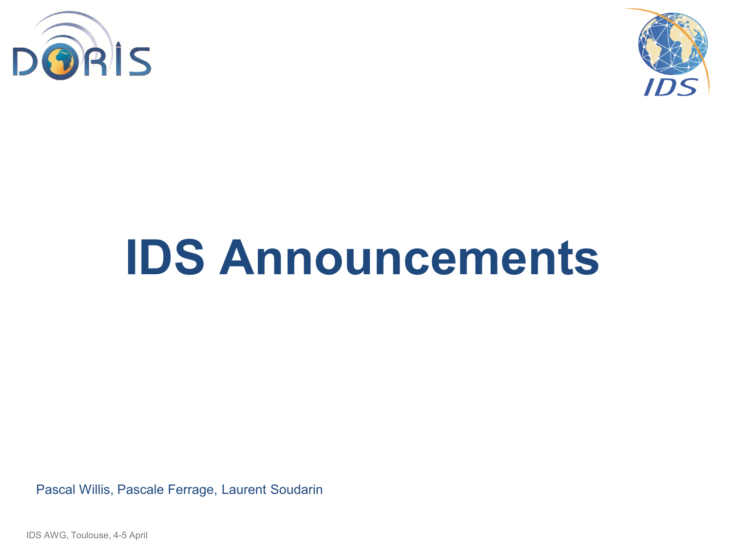# IDS Announcements

Pascal Willis, Pascale Ferrage, Laurent Soudarin

IDS AWG, Toulouse, 4-5 April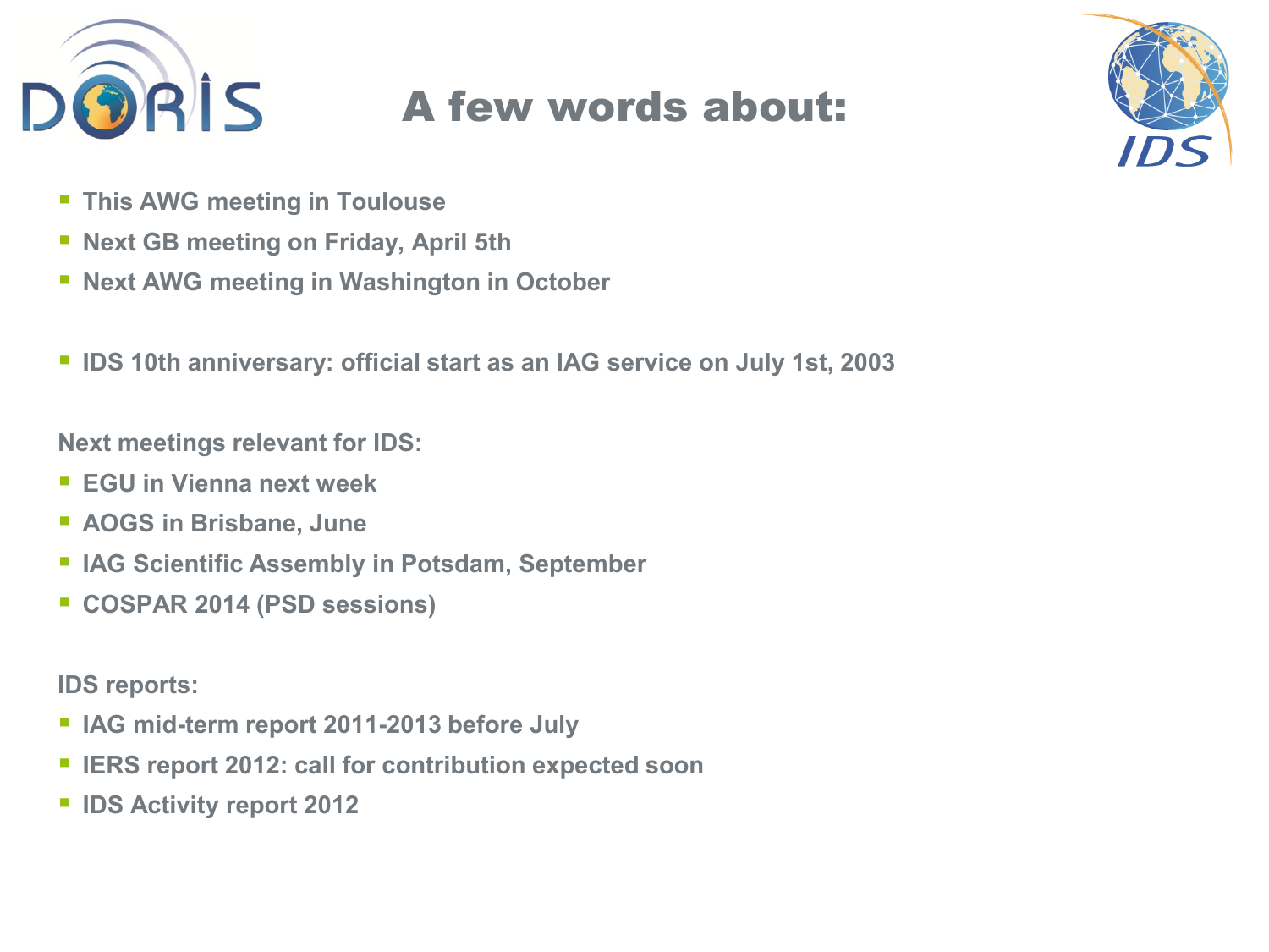# A few words about:

- This AWG meeting in Toulouse
- Next GB meeting on Friday, April 5th
- Next AWG meeting in Washington in October

- IDS 10th anniversary: official start as an IAG service on July 1st, 2003

Next meetings relevant for IDS:

- EGU in Vienna next week
- AOGS in Brisbane, June
- IAG Scientific Assembly in Potsdam, September
- COSPAR 2014 (PSD sessions)

IDS reports:

- IAG mid-term report 2011-2013 before July
- IERS report 2012: call for contribution expected soon
- IDS Activity report 2012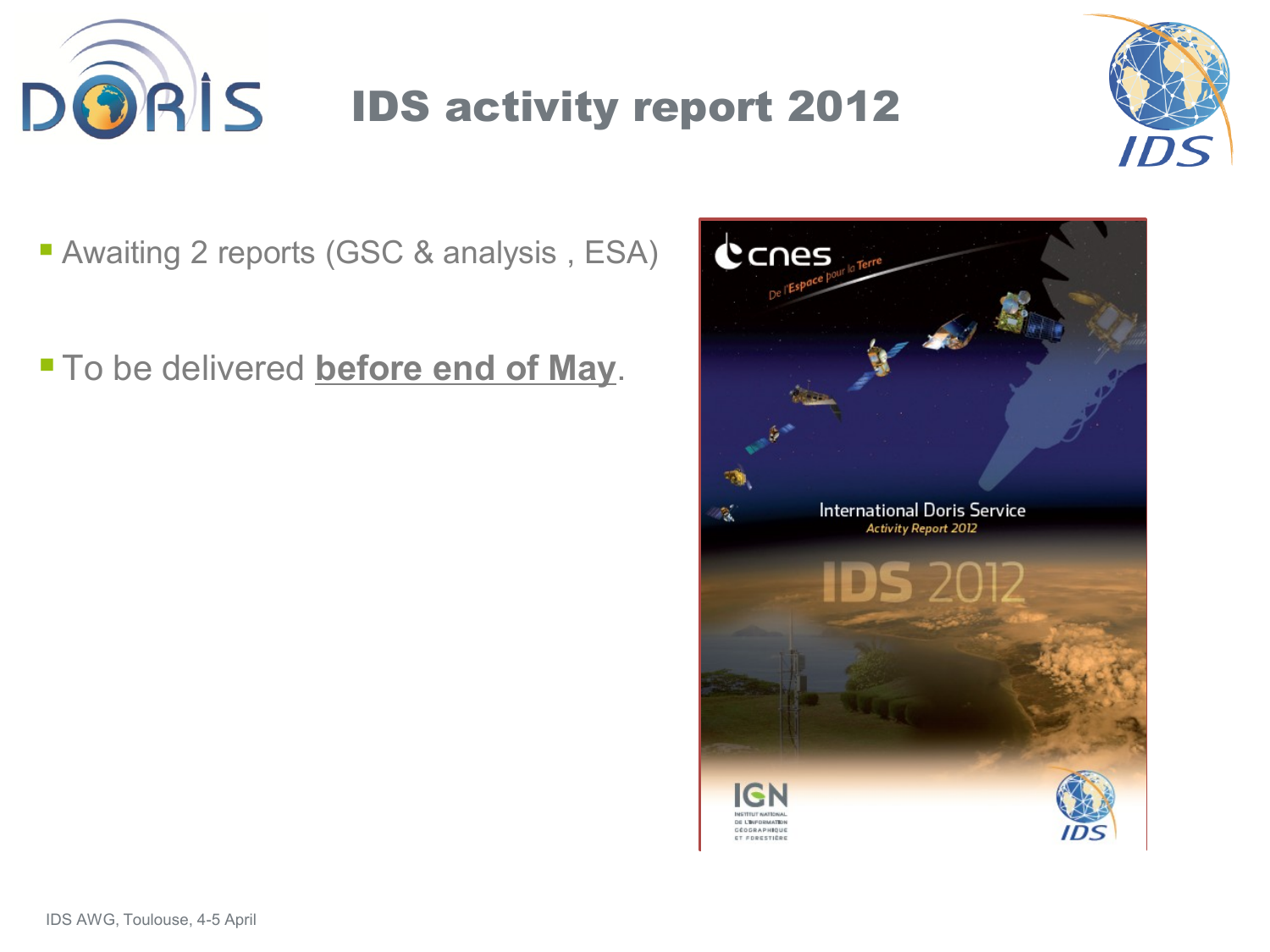# IDS activity report 2012

- Awaiting 2 reports (GSC & analysis , ESA)
- To be delivered **before end of May**.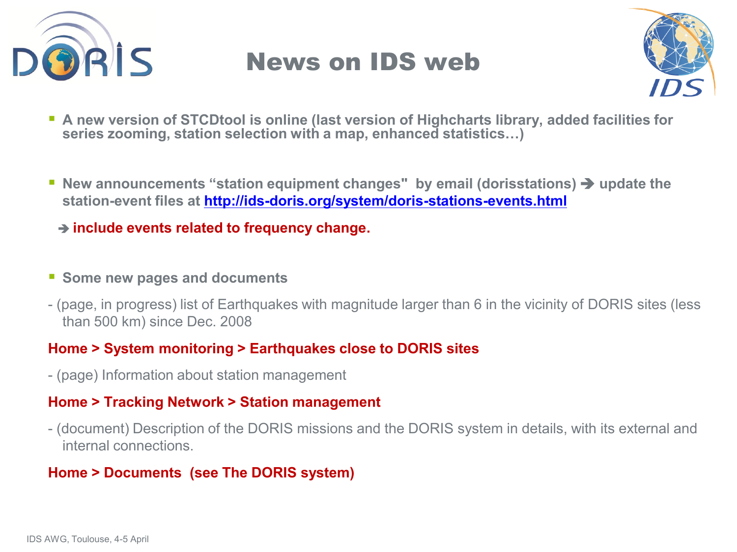# News on IDS web

- **A new version of STCDtool is online (last version of Highcharts library, added facilities for series zooming, station selection with a map, enhanced statistics…)**

- **New announcements "station equipment changes" by email (dorisstations) ➔ update the station-event files at [http://ids-doris.org/system/doris-stations-events.html](http://ids-doris.org/system/doris-stations-events.html)**

  ➔ **include events related to frequency change.**

- **Some new pages and documents**

- (page, in progress) list of Earthquakes with magnitude larger than 6 in the vicinity of DORIS sites (less than 500 km) since Dec. 2008

**Home > System monitoring > Earthquakes close to DORIS sites**

- (page) Information about station management

**Home > Tracking Network > Station management**

- (document) Description of the DORIS missions and the DORIS system in details, with its external and internal connections.

**Home > Documents (see The DORIS system)**